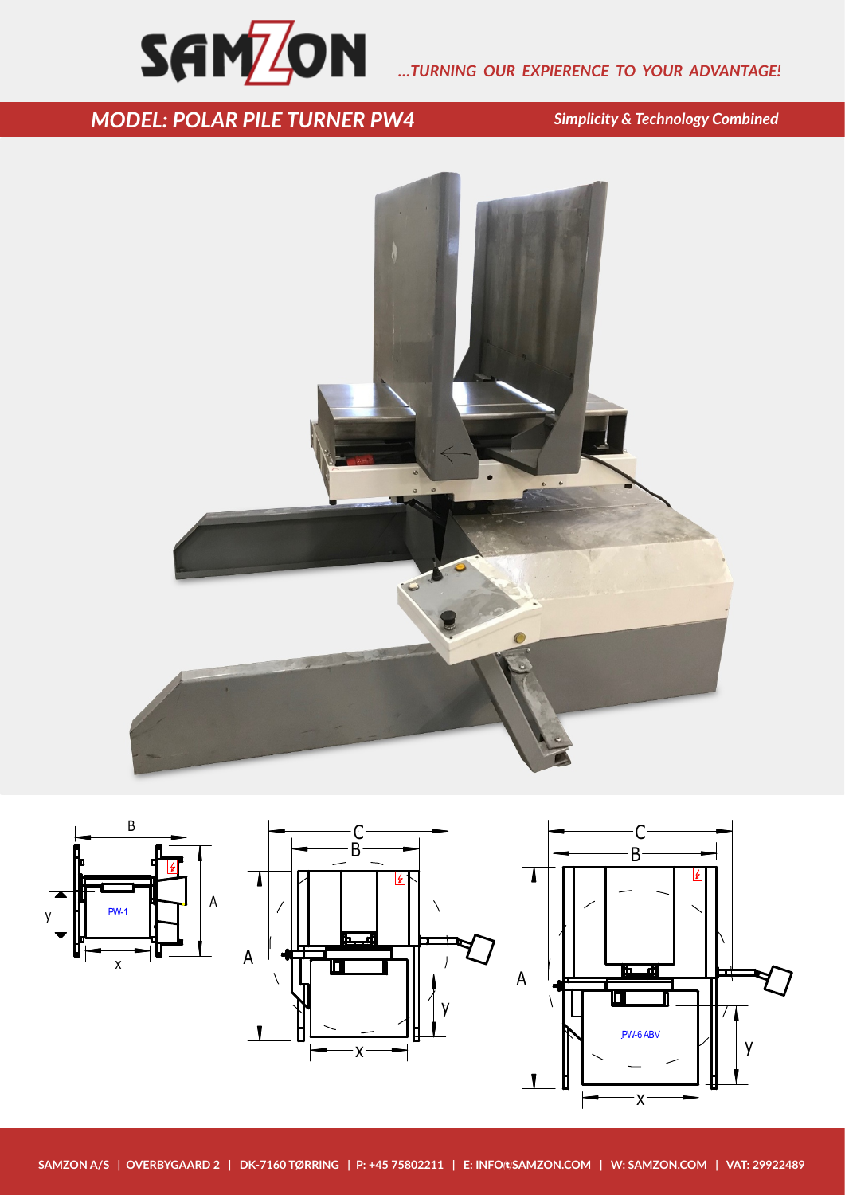SAMZON

*...TURNING OUR EXPIERENCE TO YOUR ADVANTAGE!*

# MODEL: POLAR PILE TURNER PW4

*Simplicity & Technology Combined*

B
A
y
x
PW-1

C
B
A
y
x

C
B
A
y
x
PW-6 ABV

SAMZON A/S | OVERBYGAARD 2 | DK-7160 TØRRING | P: +45 75802211 | E: INFO@SAMZON.COM | W: SAMZON.COM | VAT: 29922489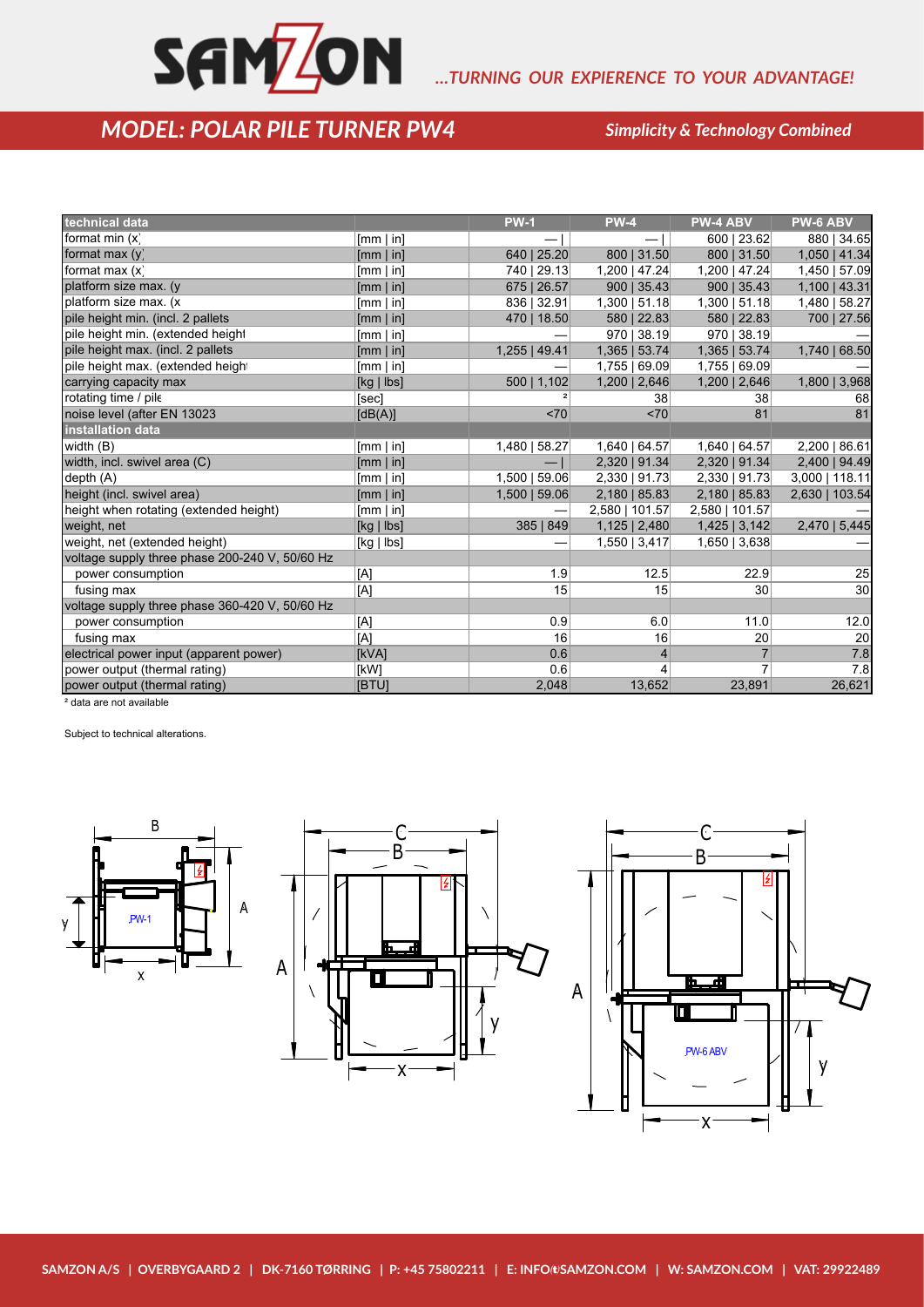# SAMZON

*...TURNING OUR EXPIERENCE TO YOUR ADVANTAGE!*

## *MODEL: POLAR PILE TURNER PW4*

*Simplicity & Technology Combined*

| technical data | | PW-1 | PW-4 | PW-4 ABV | PW-6 ABV |
|---|---|---|---|---|---|
| format min (x) | [mm \| in] | — \| | — \| | 600 \| 23.62 | 880 \| 34.65 |
| format max (y) | [mm \| in] | 640 \| 25.20 | 800 \| 31.50 | 800 \| 31.50 | 1,050 \| 41.34 |
| format max (x) | [mm \| in] | 740 \| 29.13 | 1,200 \| 47.24 | 1,200 \| 47.24 | 1,450 \| 57.09 |
| platform size max. (y | [mm \| in] | 675 \| 26.57 | 900 \| 35.43 | 900 \| 35.43 | 1,100 \| 43.31 |
| platform size max. (x | [mm \| in] | 836 \| 32.91 | 1,300 \| 51.18 | 1,300 \| 51.18 | 1,480 \| 58.27 |
| pile height min. (incl. 2 pallets | [mm \| in] | 470 \| 18.50 | 580 \| 22.83 | 580 \| 22.83 | 700 \| 27.56 |
| pile height min. (extended height | [mm \| in] | — | 970 \| 38.19 | 970 \| 38.19 | — |
| pile height max. (incl. 2 pallets | [mm \| in] | 1,255 \| 49.41 | 1,365 \| 53.74 | 1,365 \| 53.74 | 1,740 \| 68.50 |
| pile height max. (extended height | [mm \| in] | — | 1,755 \| 69.09 | 1,755 \| 69.09 | — |
| carrying capacity max | [kg \| lbs] | 500 \| 1,102 | 1,200 \| 2,646 | 1,200 \| 2,646 | 1,800 \| 3,968 |
| rotating time / pile | [sec] | ² | 38 | 38 | 68 |
| noise level (after EN 13023 | [dB(A)] | <70 | <70 | 81 | 81 |
| **installation data** | | | | | |
| width (B) | [mm \| in] | 1,480 \| 58.27 | 1,640 \| 64.57 | 1,640 \| 64.57 | 2,200 \| 86.61 |
| width, incl. swivel area (C) | [mm \| in] | — \| | 2,320 \| 91.34 | 2,320 \| 91.34 | 2,400 \| 94.49 |
| depth (A) | [mm \| in] | 1,500 \| 59.06 | 2,330 \| 91.73 | 2,330 \| 91.73 | 3,000 \| 118.11 |
| height (incl. swivel area) | [mm \| in] | 1,500 \| 59.06 | 2,180 \| 85.83 | 2,180 \| 85.83 | 2,630 \| 103.54 |
| height when rotating (extended height) | [mm \| in] | — | 2,580 \| 101.57 | 2,580 \| 101.57 | — |
| weight, net | [kg \| lbs] | 385 \| 849 | 1,125 \| 2,480 | 1,425 \| 3,142 | 2,470 \| 5,445 |
| weight, net (extended height) | [kg \| lbs] | — | 1,550 \| 3,417 | 1,650 \| 3,638 | — |
| voltage supply three phase 200-240 V, 50/60 Hz | | | | | |
| power consumption | [A] | 1.9 | 12.5 | 22.9 | 25 |
| fusing max | [A] | 15 | 15 | 30 | 30 |
| voltage supply three phase 360-420 V, 50/60 Hz | | | | | |
| power consumption | [A] | 0.9 | 6.0 | 11.0 | 12.0 |
| fusing max | [A] | 16 | 16 | 20 | 20 |
| electrical power input (apparent power) | [kVA] | 0.6 | 4 | 7 | 7.8 |
| power output (thermal rating) | [kW] | 0.6 | 4 | 7 | 7.8 |
| power output (thermal rating) | [BTU] | 2,048 | 13,652 | 23,891 | 26,621 |

² data are not available

Subject to technical alterations.

B

A

y

x

PW-1

C

B

A

y

x

C

B

A

y

x

PW-6 ABV

SAMZON A/S | OVERBYGAARD 2 | DK-7160 TØRRING | P: +45 75802211 | E: INFO@SAMZON.COM | W: SAMZON.COM | VAT: 29922489